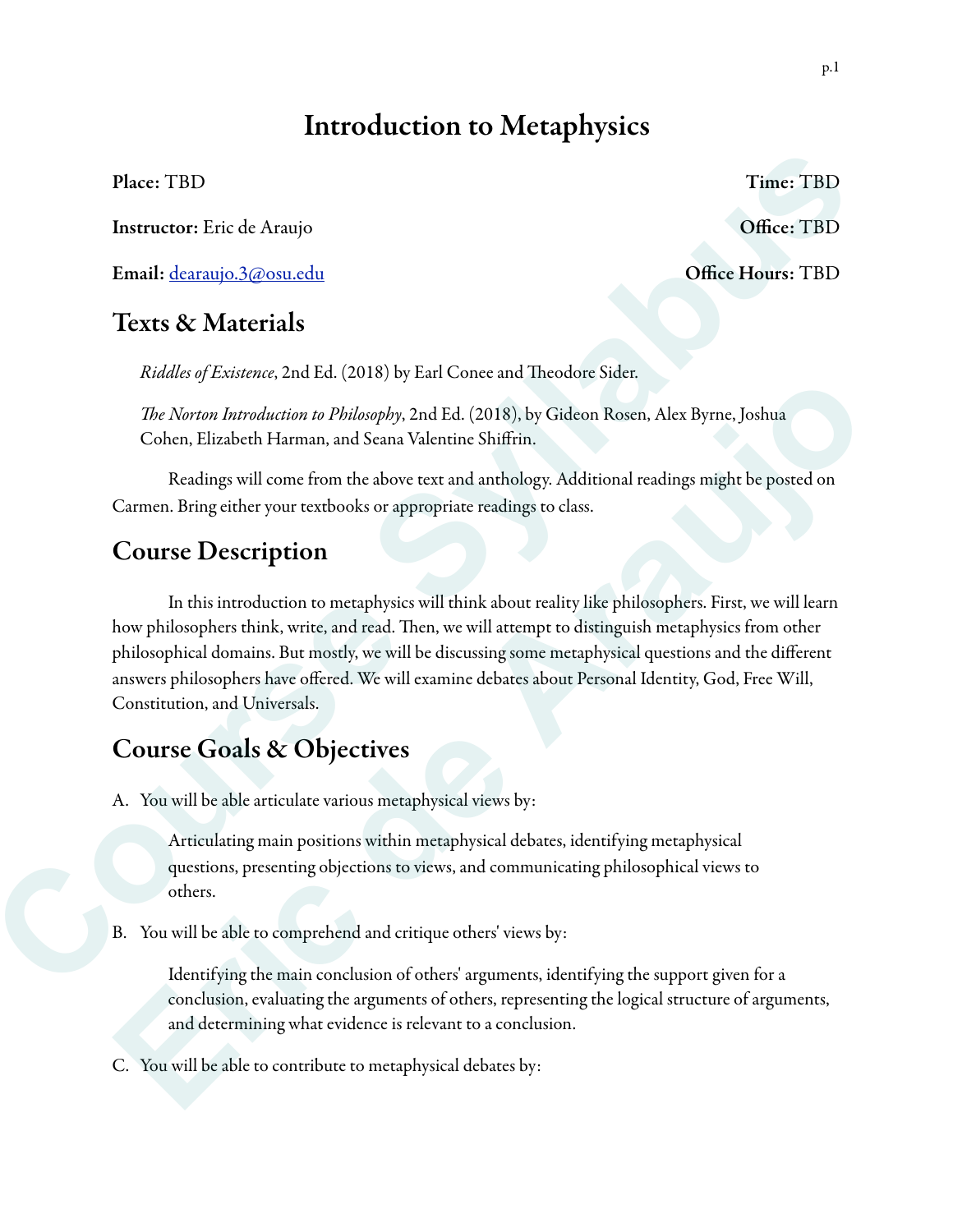# Introduction to Metaphysics

**Place:** TBD **Time:** TBD

**Instructor:** Eric de Araujo **Office:** TBD

**Email:** [dearaujo.3@osu.edu](mailto:dearaujo.3@osu.edu) **Office Hours:** TBD

## Texts & Materials

*Riddles of Existence*, 2nd Ed. (2018) by Earl Conee and Theodore Sider.

*The Norton Introduction to Philosophy*, 2nd Ed. (2018), by Gideon Rosen, Alex Byrne, Joshua Cohen, Elizabeth Harman, and Seana Valentine Shiffrin.

Readings will come from the above text and anthology. Additional readings might be posted on Carmen. Bring either your textbooks or appropriate readings to class.

## Course Description

In this introduction to metaphysics will think about reality like philosophers. First, we will learn how philosophers think, write, and read. Then, we will attempt to distinguish metaphysics from other philosophical domains. But mostly, we will be discussing some metaphysical questions and the different answers philosophers have offered. We will examine debates about Personal Identity, God, Free Will, Constitution, and Universals.

## Course Goals & Objectives

A. You will be able articulate various metaphysical views by:

Articulating main positions within metaphysical debates, identifying metaphysical questions, presenting objections to views, and communicating philosophical views to others.

B. You will be able to comprehend and critique others' views by:

Identifying the main conclusion of others' arguments, identifying the support given for a conclusion, evaluating the arguments of others, representing the logical structure of arguments, and determining what evidence is relevant to a conclusion.

C. You will be able to contribute to metaphysical debates by: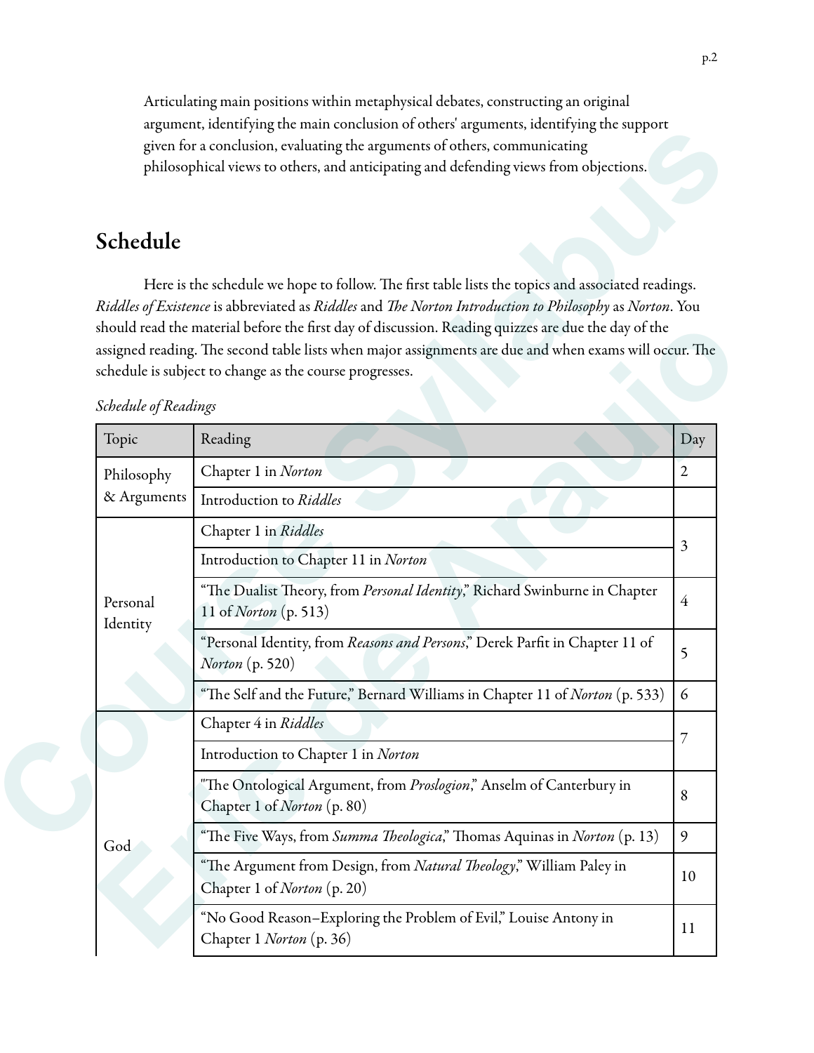Articulating main positions within metaphysical debates, constructing an original argument, identifying the main conclusion of others' arguments, identifying the support given for a conclusion, evaluating the arguments of others, communicating philosophical views to others, and anticipating and defending views from objections.

## Schedule

Here is the schedule we hope to follow. The first table lists the topics and associated readings. *Riddles of Existence* is abbreviated as *Riddles* and *The Norton Introduction to Philosophy* as *Norton*. You should read the material before the first day of discussion. Reading quizzes are due the day of the assigned reading. The second table lists when major assignments are due and when exams will occur. The schedule is subject to change as the course progresses.

*Schedule of Readings*

| Topic | Reading | Day |
|---|---|---|
| Philosophy & Arguments | Chapter 1 in *Norton* | 2 |
| | Introduction to *Riddles* | |
| Personal Identity | Chapter 1 in *Riddles* | 3 |
| | Introduction to Chapter 11 in *Norton* | |
| | "The Dualist Theory, from *Personal Identity*," Richard Swinburne in Chapter 11 of *Norton* (p. 513) | 4 |
| | "Personal Identity, from *Reasons and Persons*," Derek Parfit in Chapter 11 of *Norton* (p. 520) | 5 |
| | "The Self and the Future," Bernard Williams in Chapter 11 of *Norton* (p. 533) | 6 |
| God | Chapter 4 in *Riddles* | 7 |
| | Introduction to Chapter 1 in *Norton* | |
| | "The Ontological Argument, from *Proslogion*," Anselm of Canterbury in Chapter 1 of *Norton* (p. 80) | 8 |
| | "The Five Ways, from *Summa Theologica*," Thomas Aquinas in *Norton* (p. 13) | 9 |
| | "The Argument from Design, from *Natural Theology*," William Paley in Chapter 1 of *Norton* (p. 20) | 10 |
| | "No Good Reason–Exploring the Problem of Evil," Louise Antony in Chapter 1 *Norton* (p. 36) | 11 |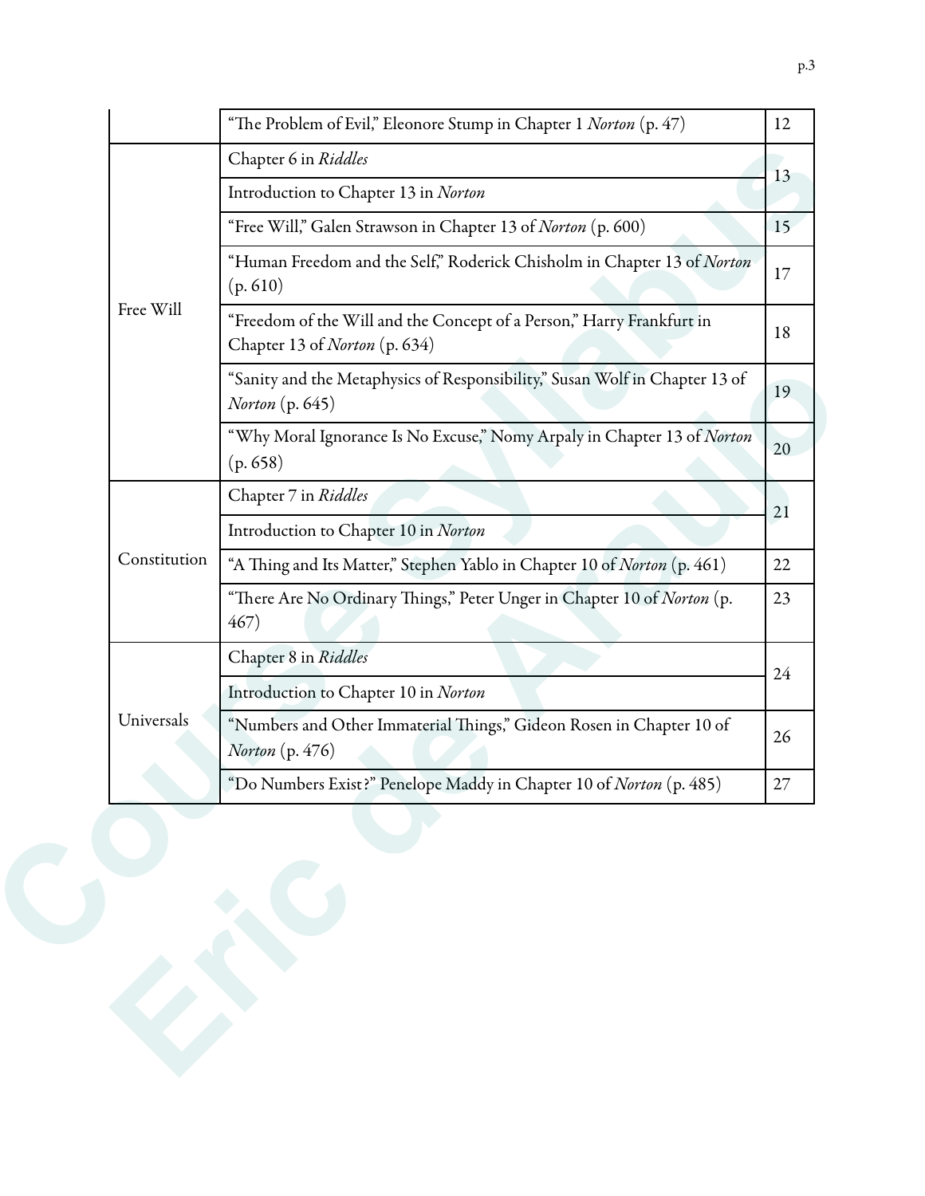| | | |
|---|---|---|
| | "The Problem of Evil," Eleonore Stump in Chapter 1 *Norton* (p. 47) | 12 |
| Free Will | Chapter 6 in *Riddles* | 13 |
| | Introduction to Chapter 13 in *Norton* | |
| | "Free Will," Galen Strawson in Chapter 13 of *Norton* (p. 600) | 15 |
| | "Human Freedom and the Self," Roderick Chisholm in Chapter 13 of *Norton* (p. 610) | 17 |
| | "Freedom of the Will and the Concept of a Person," Harry Frankfurt in Chapter 13 of *Norton* (p. 634) | 18 |
| | "Sanity and the Metaphysics of Responsibility," Susan Wolf in Chapter 13 of *Norton* (p. 645) | 19 |
| | "Why Moral Ignorance Is No Excuse," Nomy Arpaly in Chapter 13 of *Norton* (p. 658) | 20 |
| Constitution | Chapter 7 in *Riddles* | 21 |
| | Introduction to Chapter 10 in *Norton* | |
| | "A Thing and Its Matter," Stephen Yablo in Chapter 10 of *Norton* (p. 461) | 22 |
| | "There Are No Ordinary Things," Peter Unger in Chapter 10 of *Norton* (p. 467) | 23 |
| Universals | Chapter 8 in *Riddles* | 24 |
| | Introduction to Chapter 10 in *Norton* | |
| | "Numbers and Other Immaterial Things," Gideon Rosen in Chapter 10 of *Norton* (p. 476) | 26 |
| | "Do Numbers Exist?" Penelope Maddy in Chapter 10 of *Norton* (p. 485) | 27 |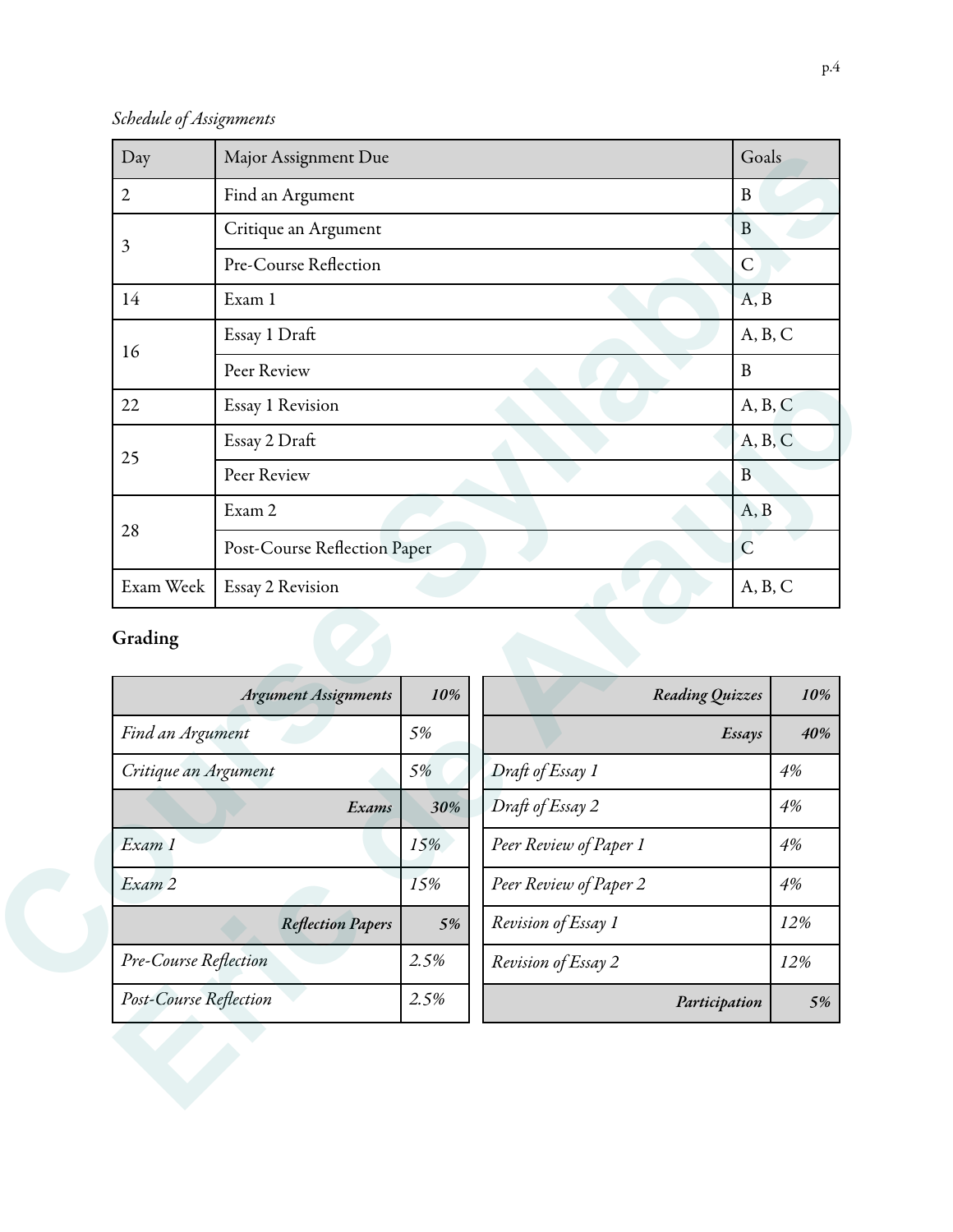*Schedule of Assignments*

| Day | Major Assignment Due | Goals |
|---|---|---|
| 2 | Find an Argument | B |
| 3 | Critique an Argument | B |
| | Pre-Course Reflection | C |
| 14 | Exam 1 | A, B |
| 16 | Essay 1 Draft | A, B, C |
| | Peer Review | B |
| 22 | Essay 1 Revision | A, B, C |
| 25 | Essay 2 Draft | A, B, C |
| | Peer Review | B |
| 28 | Exam 2 | A, B |
| | Post-Course Reflection Paper | C |
| Exam Week | Essay 2 Revision | A, B, C |

## Grading

| | |
|---|---|
| ***Argument Assignments*** | ***10%*** |
| *Find an Argument* | *5%* |
| *Critique an Argument* | *5%* |
| ***Exams*** | ***30%*** |
| *Exam 1* | *15%* |
| *Exam 2* | *15%* |
| ***Reflection Papers*** | ***5%*** |
| *Pre-Course Reflection* | *2.5%* |
| *Post-Course Reflection* | *2.5%* |

| | |
|---|---|
| ***Reading Quizzes*** | ***10%*** |
| ***Essays*** | ***40%*** |
| *Draft of Essay 1* | *4%* |
| *Draft of Essay 2* | *4%* |
| *Peer Review of Paper 1* | *4%* |
| *Peer Review of Paper 2* | *4%* |
| *Revision of Essay 1* | *12%* |
| *Revision of Essay 2* | *12%* |
| ***Participation*** | ***5%*** |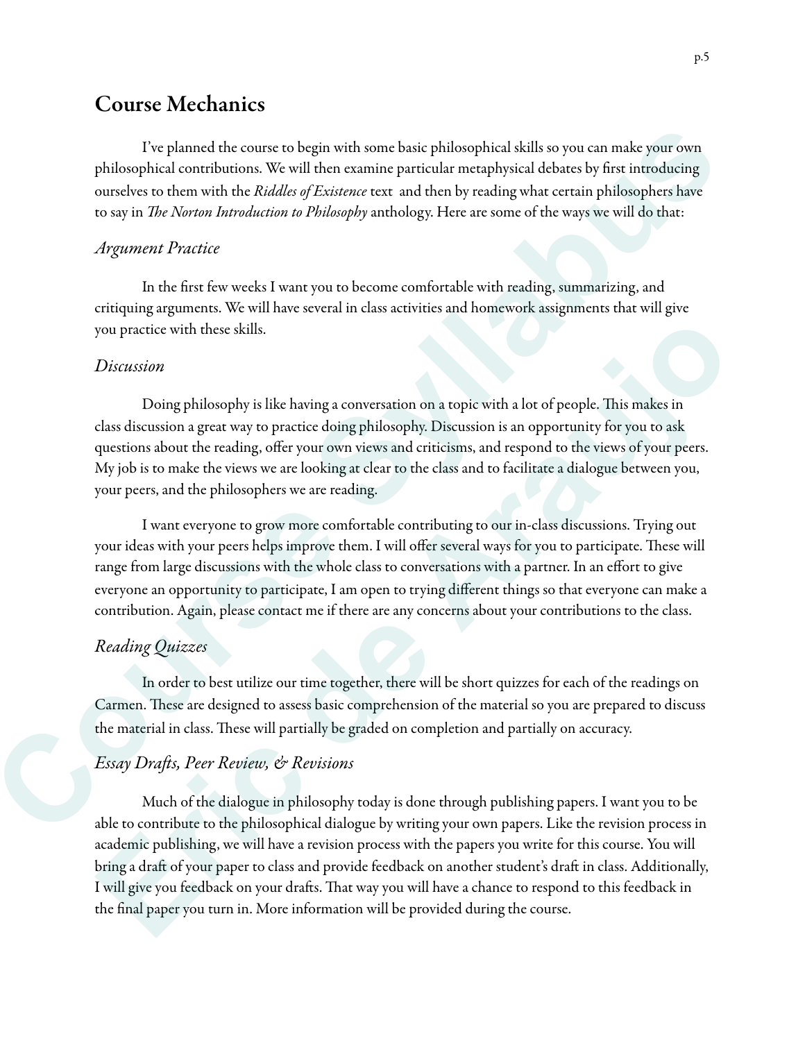## Course Mechanics

I've planned the course to begin with some basic philosophical skills so you can make your own philosophical contributions. We will then examine particular metaphysical debates by first introducing ourselves to them with the *Riddles of Existence* text and then by reading what certain philosophers have to say in *The Norton Introduction to Philosophy* anthology. Here are some of the ways we will do that:

### *Argument Practice*

In the first few weeks I want you to become comfortable with reading, summarizing, and critiquing arguments. We will have several in class activities and homework assignments that will give you practice with these skills.

### *Discussion*

Doing philosophy is like having a conversation on a topic with a lot of people. This makes in class discussion a great way to practice doing philosophy. Discussion is an opportunity for you to ask questions about the reading, offer your own views and criticisms, and respond to the views of your peers. My job is to make the views we are looking at clear to the class and to facilitate a dialogue between you, your peers, and the philosophers we are reading.

I want everyone to grow more comfortable contributing to our in-class discussions. Trying out your ideas with your peers helps improve them. I will offer several ways for you to participate. These will range from large discussions with the whole class to conversations with a partner. In an effort to give everyone an opportunity to participate, I am open to trying different things so that everyone can make a contribution. Again, please contact me if there are any concerns about your contributions to the class.

### *Reading Quizzes*

In order to best utilize our time together, there will be short quizzes for each of the readings on Carmen. These are designed to assess basic comprehension of the material so you are prepared to discuss the material in class. These will partially be graded on completion and partially on accuracy.

### *Essay Drafts, Peer Review, & Revisions*

Much of the dialogue in philosophy today is done through publishing papers. I want you to be able to contribute to the philosophical dialogue by writing your own papers. Like the revision process in academic publishing, we will have a revision process with the papers you write for this course. You will bring a draft of your paper to class and provide feedback on another student's draft in class. Additionally, I will give you feedback on your drafts. That way you will have a chance to respond to this feedback in the final paper you turn in. More information will be provided during the course.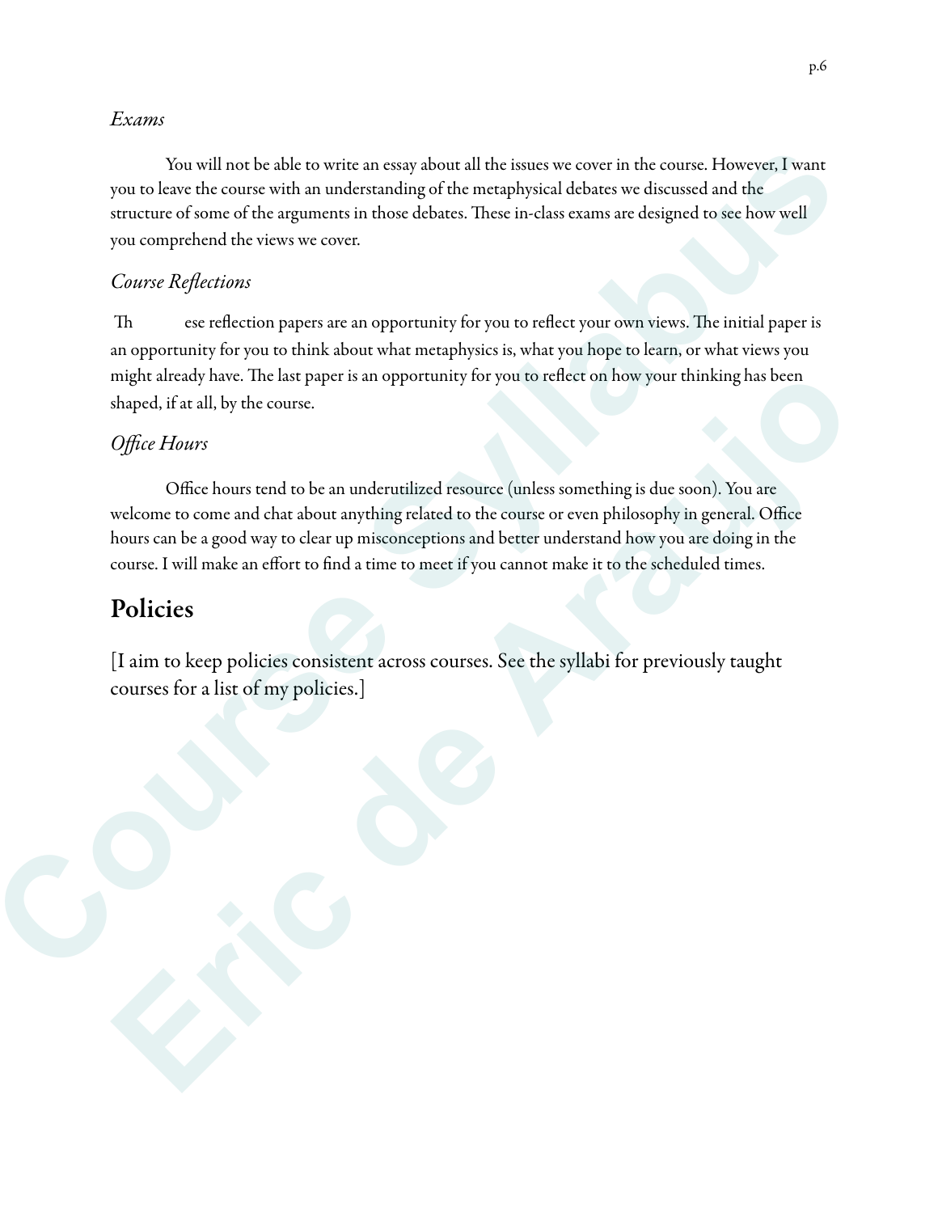*Exams*

You will not be able to write an essay about all the issues we cover in the course. However, I want you to leave the course with an understanding of the metaphysical debates we discussed and the structure of some of the arguments in those debates. These in-class exams are designed to see how well you comprehend the views we cover.

*Course Reflections*

These reflection papers are an opportunity for you to reflect your own views. The initial paper is an opportunity for you to think about what metaphysics is, what you hope to learn, or what views you might already have. The last paper is an opportunity for you to reflect on how your thinking has been shaped, if at all, by the course.

*Office Hours*

Office hours tend to be an underutilized resource (unless something is due soon). You are welcome to come and chat about anything related to the course or even philosophy in general. Office hours can be a good way to clear up misconceptions and better understand how you are doing in the course. I will make an effort to find a time to meet if you cannot make it to the scheduled times.

## Policies

[I aim to keep policies consistent across courses. See the syllabi for previously taught courses for a list of my policies.]